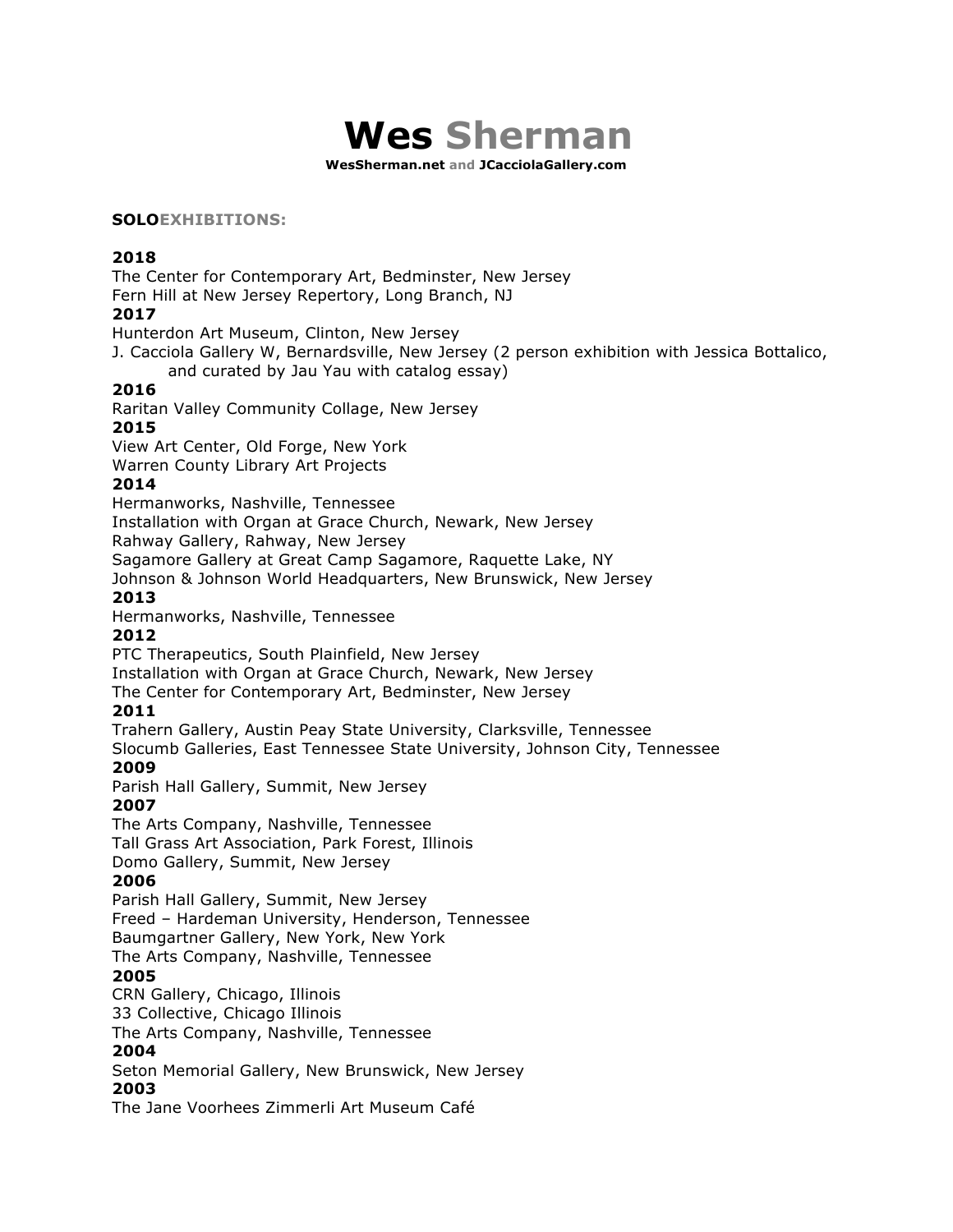# **Wes** Sherman

**WesSherman.net and JCacciolaGallery.com**

## SOLOEXHIBITIONS:

**2018**
The Center for Contemporary Art, Bedminster, New Jersey
Fern Hill at New Jersey Repertory, Long Branch, NJ
**2017**
Hunterdon Art Museum, Clinton, New Jersey
J. Cacciola Gallery W, Bernardsville, New Jersey (2 person exhibition with Jessica Bottalico, and curated by Jau Yau with catalog essay)
**2016**
Raritan Valley Community Collage, New Jersey
**2015**
View Art Center, Old Forge, New York
Warren County Library Art Projects
**2014**
Hermanworks, Nashville, Tennessee
Installation with Organ at Grace Church, Newark, New Jersey
Rahway Gallery, Rahway, New Jersey
Sagamore Gallery at Great Camp Sagamore, Raquette Lake, NY
Johnson & Johnson World Headquarters, New Brunswick, New Jersey
**2013**
Hermanworks, Nashville, Tennessee
**2012**
PTC Therapeutics, South Plainfield, New Jersey
Installation with Organ at Grace Church, Newark, New Jersey
The Center for Contemporary Art, Bedminster, New Jersey
**2011**
Trahern Gallery, Austin Peay State University, Clarksville, Tennessee
Slocumb Galleries, East Tennessee State University, Johnson City, Tennessee
**2009**
Parish Hall Gallery, Summit, New Jersey
**2007**
The Arts Company, Nashville, Tennessee
Tall Grass Art Association, Park Forest, Illinois
Domo Gallery, Summit, New Jersey
**2006**
Parish Hall Gallery, Summit, New Jersey
Freed – Hardeman University, Henderson, Tennessee
Baumgartner Gallery, New York, New York
The Arts Company, Nashville, Tennessee
**2005**
CRN Gallery, Chicago, Illinois
33 Collective, Chicago Illinois
The Arts Company, Nashville, Tennessee
**2004**
Seton Memorial Gallery, New Brunswick, New Jersey
**2003**
The Jane Voorhees Zimmerli Art Museum Café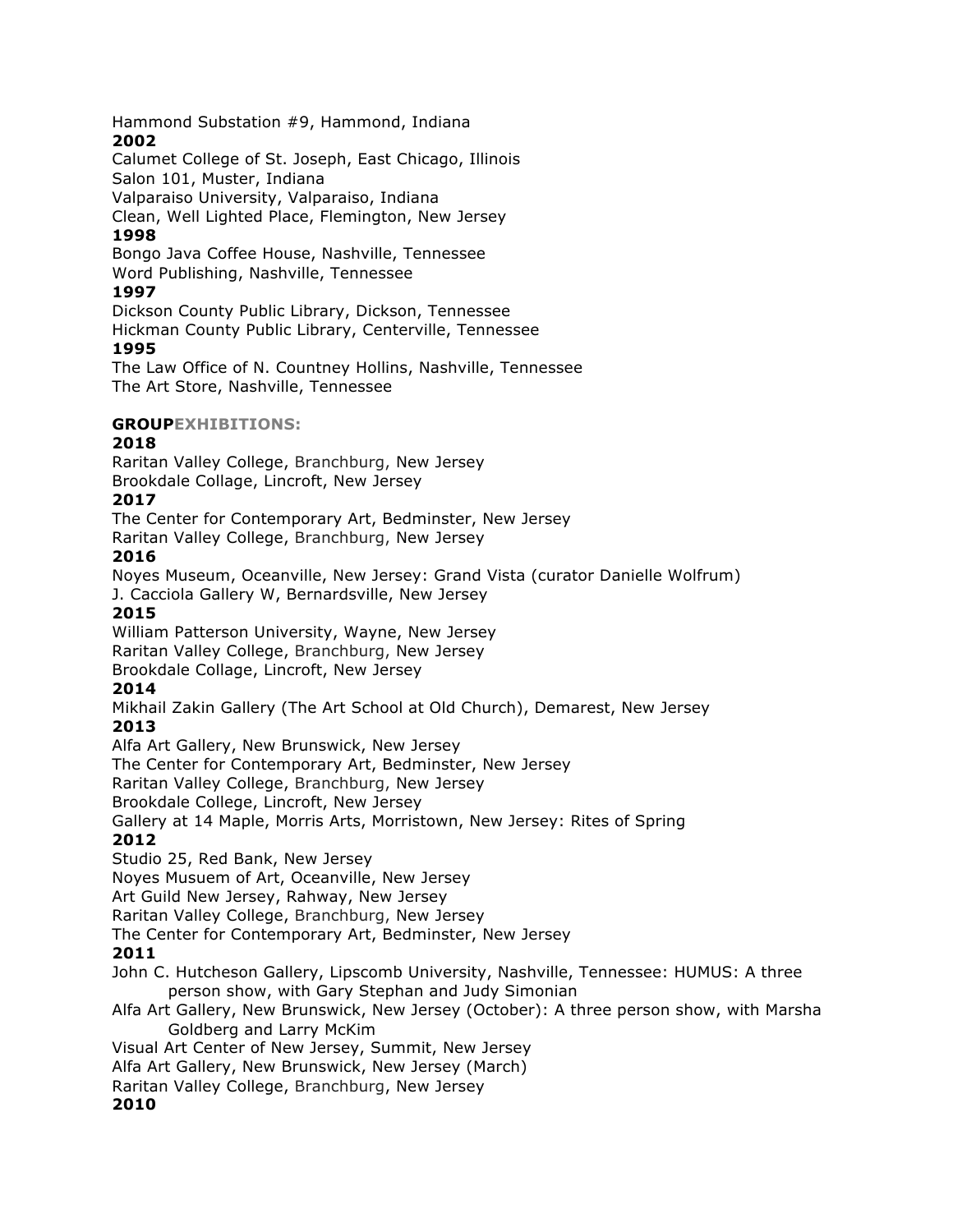Hammond Substation #9, Hammond, Indiana

**2002**

Calumet College of St. Joseph, East Chicago, Illinois
Salon 101, Muster, Indiana
Valparaiso University, Valparaiso, Indiana
Clean, Well Lighted Place, Flemington, New Jersey

**1998**

Bongo Java Coffee House, Nashville, Tennessee
Word Publishing, Nashville, Tennessee

**1997**

Dickson County Public Library, Dickson, Tennessee
Hickman County Public Library, Centerville, Tennessee

**1995**

The Law Office of N. Countney Hollins, Nashville, Tennessee
The Art Store, Nashville, Tennessee

**GROUPEXHIBITIONS:**

**2018**

Raritan Valley College, Branchburg, New Jersey
Brookdale Collage, Lincroft, New Jersey

**2017**

The Center for Contemporary Art, Bedminster, New Jersey
Raritan Valley College, Branchburg, New Jersey

**2016**

Noyes Museum, Oceanville, New Jersey: Grand Vista (curator Danielle Wolfrum)
J. Cacciola Gallery W, Bernardsville, New Jersey

**2015**

William Patterson University, Wayne, New Jersey
Raritan Valley College, Branchburg, New Jersey
Brookdale Collage, Lincroft, New Jersey

**2014**

Mikhail Zakin Gallery (The Art School at Old Church), Demarest, New Jersey

**2013**

Alfa Art Gallery, New Brunswick, New Jersey
The Center for Contemporary Art, Bedminster, New Jersey
Raritan Valley College, Branchburg, New Jersey
Brookdale College, Lincroft, New Jersey
Gallery at 14 Maple, Morris Arts, Morristown, New Jersey: Rites of Spring

**2012**

Studio 25, Red Bank, New Jersey
Noyes Musuem of Art, Oceanville, New Jersey
Art Guild New Jersey, Rahway, New Jersey
Raritan Valley College, Branchburg, New Jersey
The Center for Contemporary Art, Bedminster, New Jersey

**2011**

John C. Hutcheson Gallery, Lipscomb University, Nashville, Tennessee: HUMUS: A three person show, with Gary Stephan and Judy Simonian
Alfa Art Gallery, New Brunswick, New Jersey (October): A three person show, with Marsha Goldberg and Larry McKim
Visual Art Center of New Jersey, Summit, New Jersey
Alfa Art Gallery, New Brunswick, New Jersey (March)
Raritan Valley College, Branchburg, New Jersey

**2010**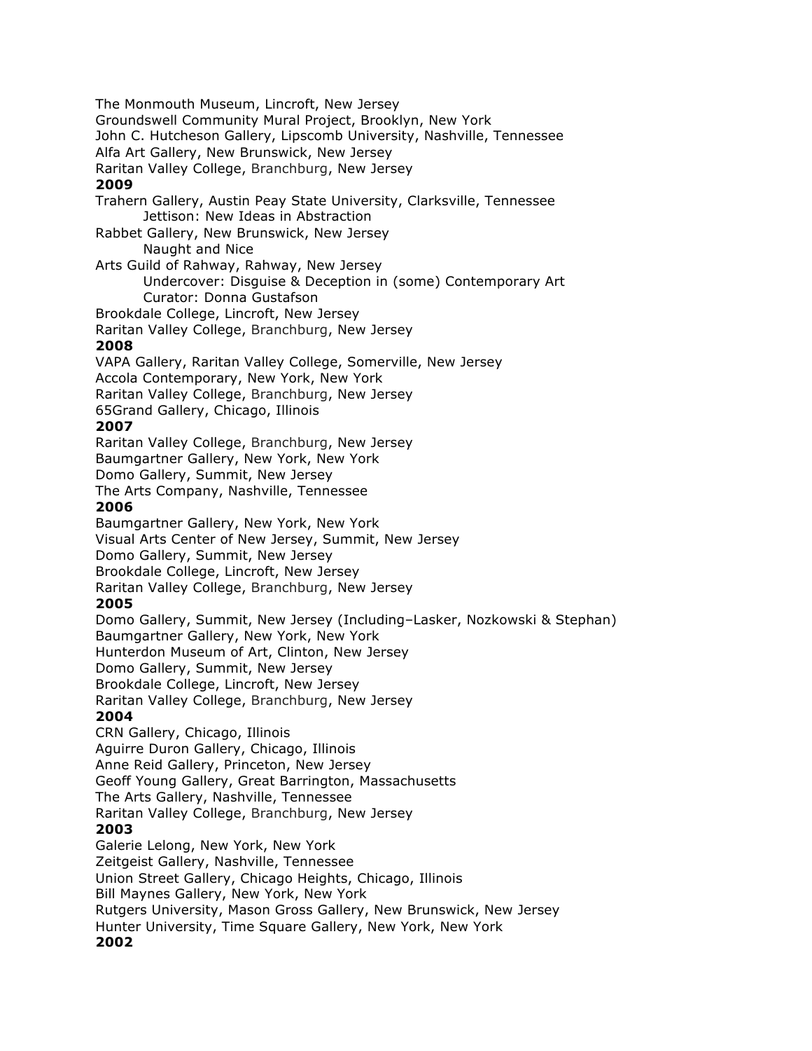The Monmouth Museum, Lincroft, New Jersey
Groundswell Community Mural Project, Brooklyn, New York
John C. Hutcheson Gallery, Lipscomb University, Nashville, Tennessee
Alfa Art Gallery, New Brunswick, New Jersey
Raritan Valley College, Branchburg, New Jersey

**2009**

Trahern Gallery, Austin Peay State University, Clarksville, Tennessee
    Jettison: New Ideas in Abstraction
Rabbet Gallery, New Brunswick, New Jersey
    Naught and Nice
Arts Guild of Rahway, Rahway, New Jersey
    Undercover: Disguise & Deception in (some) Contemporary Art
    Curator: Donna Gustafson
Brookdale College, Lincroft, New Jersey
Raritan Valley College, Branchburg, New Jersey

**2008**

VAPA Gallery, Raritan Valley College, Somerville, New Jersey
Accola Contemporary, New York, New York
Raritan Valley College, Branchburg, New Jersey
65Grand Gallery, Chicago, Illinois

**2007**

Raritan Valley College, Branchburg, New Jersey
Baumgartner Gallery, New York, New York
Domo Gallery, Summit, New Jersey
The Arts Company, Nashville, Tennessee

**2006**

Baumgartner Gallery, New York, New York
Visual Arts Center of New Jersey, Summit, New Jersey
Domo Gallery, Summit, New Jersey
Brookdale College, Lincroft, New Jersey
Raritan Valley College, Branchburg, New Jersey

**2005**

Domo Gallery, Summit, New Jersey (Including–Lasker, Nozkowski & Stephan)
Baumgartner Gallery, New York, New York
Hunterdon Museum of Art, Clinton, New Jersey
Domo Gallery, Summit, New Jersey
Brookdale College, Lincroft, New Jersey
Raritan Valley College, Branchburg, New Jersey

**2004**

CRN Gallery, Chicago, Illinois
Aguirre Duron Gallery, Chicago, Illinois
Anne Reid Gallery, Princeton, New Jersey
Geoff Young Gallery, Great Barrington, Massachusetts
The Arts Gallery, Nashville, Tennessee
Raritan Valley College, Branchburg, New Jersey

**2003**

Galerie Lelong, New York, New York
Zeitgeist Gallery, Nashville, Tennessee
Union Street Gallery, Chicago Heights, Chicago, Illinois
Bill Maynes Gallery, New York, New York
Rutgers University, Mason Gross Gallery, New Brunswick, New Jersey
Hunter University, Time Square Gallery, New York, New York

**2002**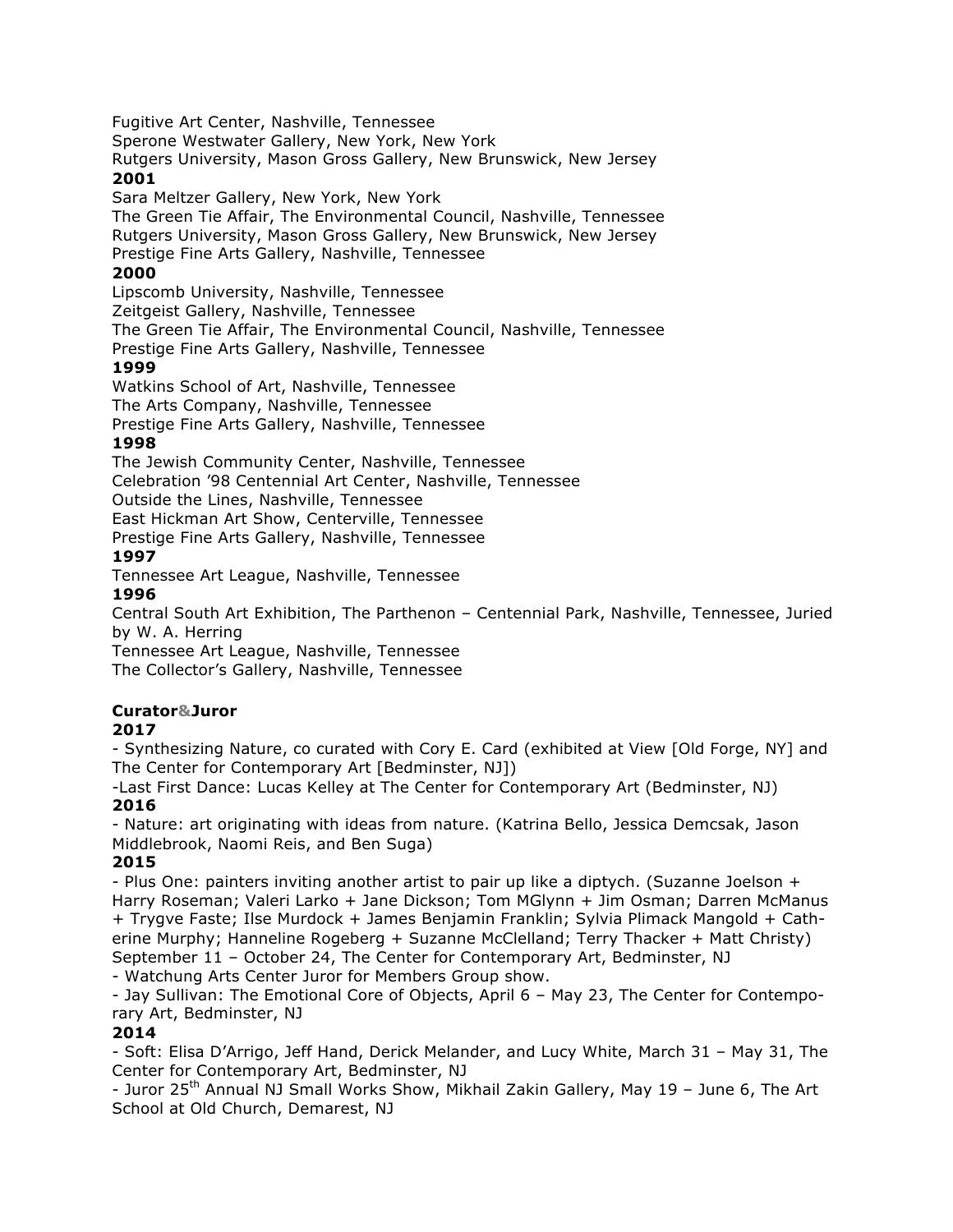Fugitive Art Center, Nashville, Tennessee
Sperone Westwater Gallery, New York, New York
Rutgers University, Mason Gross Gallery, New Brunswick, New Jersey

**2001**

Sara Meltzer Gallery, New York, New York
The Green Tie Affair, The Environmental Council, Nashville, Tennessee
Rutgers University, Mason Gross Gallery, New Brunswick, New Jersey
Prestige Fine Arts Gallery, Nashville, Tennessee

**2000**

Lipscomb University, Nashville, Tennessee
Zeitgeist Gallery, Nashville, Tennessee
The Green Tie Affair, The Environmental Council, Nashville, Tennessee
Prestige Fine Arts Gallery, Nashville, Tennessee

**1999**

Watkins School of Art, Nashville, Tennessee
The Arts Company, Nashville, Tennessee
Prestige Fine Arts Gallery, Nashville, Tennessee

**1998**

The Jewish Community Center, Nashville, Tennessee
Celebration '98 Centennial Art Center, Nashville, Tennessee
Outside the Lines, Nashville, Tennessee
East Hickman Art Show, Centerville, Tennessee
Prestige Fine Arts Gallery, Nashville, Tennessee

**1997**

Tennessee Art League, Nashville, Tennessee

**1996**

Central South Art Exhibition, The Parthenon – Centennial Park, Nashville, Tennessee, Juried by W. A. Herring
Tennessee Art League, Nashville, Tennessee
The Collector's Gallery, Nashville, Tennessee

**Curator&Juror**

**2017**

- Synthesizing Nature, co curated with Cory E. Card (exhibited at View [Old Forge, NY] and The Center for Contemporary Art [Bedminster, NJ])
- Last First Dance: Lucas Kelley at The Center for Contemporary Art (Bedminster, NJ)

**2016**

- Nature: art originating with ideas from nature. (Katrina Bello, Jessica Demcsak, Jason Middlebrook, Naomi Reis, and Ben Suga)

**2015**

- Plus One: painters inviting another artist to pair up like a diptych. (Suzanne Joelson + Harry Roseman; Valeri Larko + Jane Dickson; Tom MGlynn + Jim Osman; Darren McManus + Trygve Faste; Ilse Murdock + James Benjamin Franklin; Sylvia Plimack Mangold + Catherine Murphy; Hanneline Rogeberg + Suzanne McClelland; Terry Thacker + Matt Christy) September 11 – October 24, The Center for Contemporary Art, Bedminster, NJ
- Watchung Arts Center Juror for Members Group show.
- Jay Sullivan: The Emotional Core of Objects, April 6 – May 23, The Center for Contemporary Art, Bedminster, NJ

**2014**

- Soft: Elisa D'Arrigo, Jeff Hand, Derick Melander, and Lucy White, March 31 – May 31, The Center for Contemporary Art, Bedminster, NJ
- Juror 25th Annual NJ Small Works Show, Mikhail Zakin Gallery, May 19 – June 6, The Art School at Old Church, Demarest, NJ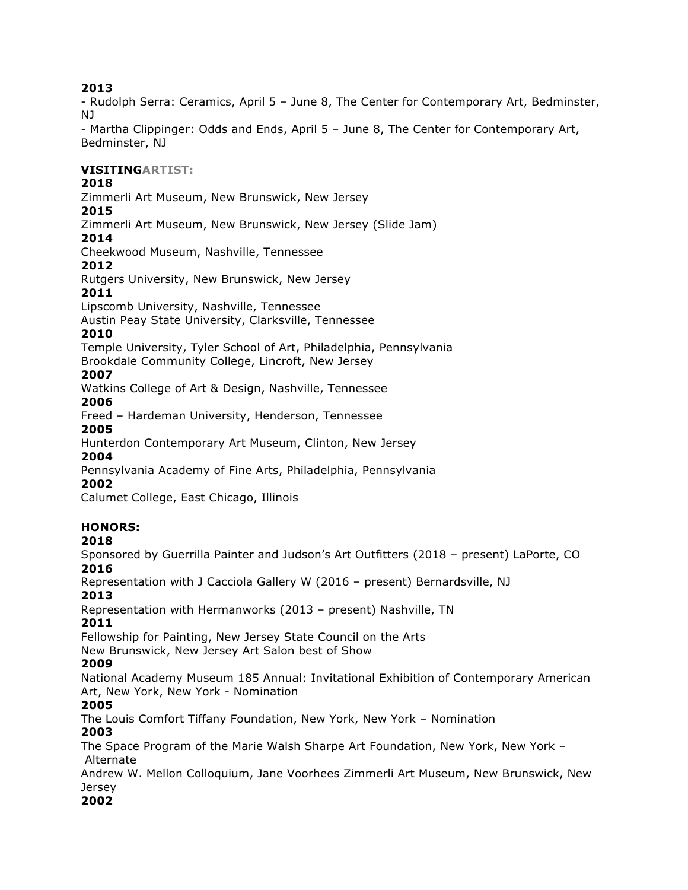**2013**

- Rudolph Serra: Ceramics, April 5 – June 8, The Center for Contemporary Art, Bedminster, NJ
- Martha Clippinger: Odds and Ends, April 5 – June 8, The Center for Contemporary Art, Bedminster, NJ

**VISITINGARTIST:**

**2018**

Zimmerli Art Museum, New Brunswick, New Jersey

**2015**

Zimmerli Art Museum, New Brunswick, New Jersey (Slide Jam)

**2014**

Cheekwood Museum, Nashville, Tennessee

**2012**

Rutgers University, New Brunswick, New Jersey

**2011**

Lipscomb University, Nashville, Tennessee
Austin Peay State University, Clarksville, Tennessee

**2010**

Temple University, Tyler School of Art, Philadelphia, Pennsylvania
Brookdale Community College, Lincroft, New Jersey

**2007**

Watkins College of Art & Design, Nashville, Tennessee

**2006**

Freed – Hardeman University, Henderson, Tennessee

**2005**

Hunterdon Contemporary Art Museum, Clinton, New Jersey

**2004**

Pennsylvania Academy of Fine Arts, Philadelphia, Pennsylvania

**2002**

Calumet College, East Chicago, Illinois

**HONORS:**

**2018**

Sponsored by Guerrilla Painter and Judson's Art Outfitters (2018 – present) LaPorte, CO

**2016**

Representation with J Cacciola Gallery W (2016 – present) Bernardsville, NJ

**2013**

Representation with Hermanworks (2013 – present) Nashville, TN

**2011**

Fellowship for Painting, New Jersey State Council on the Arts
New Brunswick, New Jersey Art Salon best of Show

**2009**

National Academy Museum 185 Annual: Invitational Exhibition of Contemporary American Art, New York, New York - Nomination

**2005**

The Louis Comfort Tiffany Foundation, New York, New York – Nomination

**2003**

The Space Program of the Marie Walsh Sharpe Art Foundation, New York, New York – Alternate
Andrew W. Mellon Colloquium, Jane Voorhees Zimmerli Art Museum, New Brunswick, New Jersey

**2002**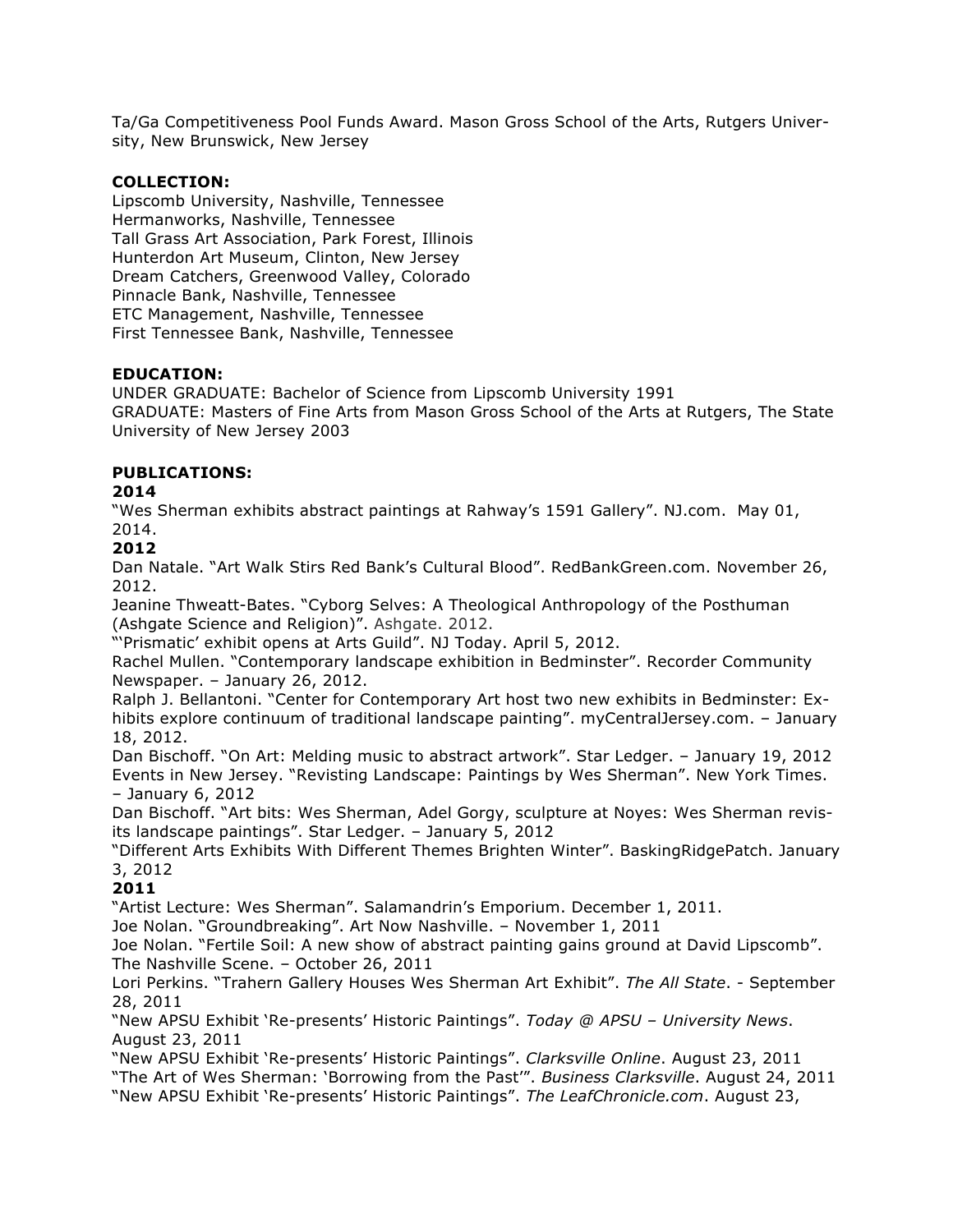Ta/Ga Competitiveness Pool Funds Award. Mason Gross School of the Arts, Rutgers University, New Brunswick, New Jersey

**COLLECTION:**

Lipscomb University, Nashville, Tennessee
Hermanworks, Nashville, Tennessee
Tall Grass Art Association, Park Forest, Illinois
Hunterdon Art Museum, Clinton, New Jersey
Dream Catchers, Greenwood Valley, Colorado
Pinnacle Bank, Nashville, Tennessee
ETC Management, Nashville, Tennessee
First Tennessee Bank, Nashville, Tennessee

**EDUCATION:**

UNDER GRADUATE: Bachelor of Science from Lipscomb University 1991
GRADUATE: Masters of Fine Arts from Mason Gross School of the Arts at Rutgers, The State University of New Jersey 2003

**PUBLICATIONS:**

**2014**

"Wes Sherman exhibits abstract paintings at Rahway's 1591 Gallery". NJ.com. May 01, 2014.

**2012**

Dan Natale. "Art Walk Stirs Red Bank's Cultural Blood". RedBankGreen.com. November 26, 2012.
Jeanine Thweatt-Bates. "Cyborg Selves: A Theological Anthropology of the Posthuman (Ashgate Science and Religion)". Ashgate. 2012.
"'Prismatic' exhibit opens at Arts Guild". NJ Today. April 5, 2012.
Rachel Mullen. "Contemporary landscape exhibition in Bedminster". Recorder Community Newspaper. – January 26, 2012.
Ralph J. Bellantoni. "Center for Contemporary Art host two new exhibits in Bedminster: Exhibits explore continuum of traditional landscape painting". myCentralJersey.com. – January 18, 2012.
Dan Bischoff. "On Art: Melding music to abstract artwork". Star Ledger. – January 19, 2012
Events in New Jersey. "Revisting Landscape: Paintings by Wes Sherman". New York Times. – January 6, 2012
Dan Bischoff. "Art bits: Wes Sherman, Adel Gorgy, sculpture at Noyes: Wes Sherman revisits landscape paintings". Star Ledger. – January 5, 2012
"Different Arts Exhibits With Different Themes Brighten Winter". BaskingRidgePatch. January 3, 2012

**2011**

"Artist Lecture: Wes Sherman". Salamandrin's Emporium. December 1, 2011.
Joe Nolan. "Groundbreaking". Art Now Nashville. – November 1, 2011
Joe Nolan. "Fertile Soil: A new show of abstract painting gains ground at David Lipscomb". The Nashville Scene. – October 26, 2011
Lori Perkins. "Trahern Gallery Houses Wes Sherman Art Exhibit". *The All State*. - September 28, 2011
"New APSU Exhibit 'Re-presents' Historic Paintings". *Today @ APSU – University News*. August 23, 2011
"New APSU Exhibit 'Re-presents' Historic Paintings". *Clarksville Online*. August 23, 2011
"The Art of Wes Sherman: 'Borrowing from the Past'". *Business Clarksville*. August 24, 2011
"New APSU Exhibit 'Re-presents' Historic Paintings". *The LeafChronicle.com*. August 23,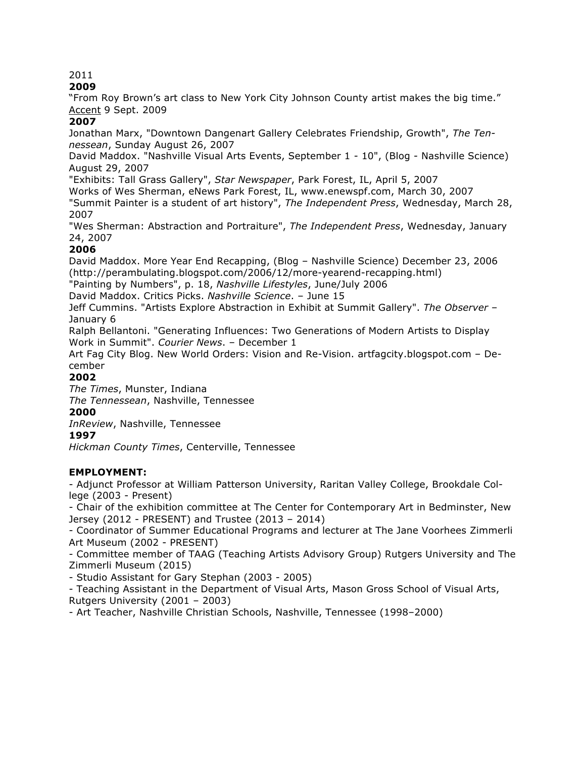2011

**2009**

"From Roy Brown's art class to New York City Johnson County artist makes the big time." Accent 9 Sept. 2009

**2007**

Jonathan Marx, "Downtown Dangenart Gallery Celebrates Friendship, Growth", *The Tennessean*, Sunday August 26, 2007

David Maddox. "Nashville Visual Arts Events, September 1 - 10", (Blog - Nashville Science) August 29, 2007

"Exhibits: Tall Grass Gallery", *Star Newspaper*, Park Forest, IL, April 5, 2007

Works of Wes Sherman, eNews Park Forest, IL, www.enewspf.com, March 30, 2007

"Summit Painter is a student of art history", *The Independent Press*, Wednesday, March 28, 2007

"Wes Sherman: Abstraction and Portraiture", *The Independent Press*, Wednesday, January 24, 2007

**2006**

David Maddox. More Year End Recapping, (Blog – Nashville Science) December 23, 2006 (http://perambulating.blogspot.com/2006/12/more-yearend-recapping.html)

"Painting by Numbers", p. 18, *Nashville Lifestyles*, June/July 2006

David Maddox. Critics Picks. *Nashville Science*. – June 15

Jeff Cummins. "Artists Explore Abstraction in Exhibit at Summit Gallery". *The Observer* – January 6

Ralph Bellantoni. "Generating Influences: Two Generations of Modern Artists to Display Work in Summit". *Courier News*. – December 1

Art Fag City Blog. New World Orders: Vision and Re-Vision. artfagcity.blogspot.com – December

**2002**

*The Times*, Munster, Indiana

*The Tennessean*, Nashville, Tennessee

**2000**

*InReview*, Nashville, Tennessee

**1997**

*Hickman County Times*, Centerville, Tennessee

**EMPLOYMENT:**

- Adjunct Professor at William Patterson University, Raritan Valley College, Brookdale College (2003 - Present)
- Chair of the exhibition committee at The Center for Contemporary Art in Bedminster, New Jersey (2012 - PRESENT) and Trustee (2013 – 2014)
- Coordinator of Summer Educational Programs and lecturer at The Jane Voorhees Zimmerli Art Museum (2002 - PRESENT)
- Committee member of TAAG (Teaching Artists Advisory Group) Rutgers University and The Zimmerli Museum (2015)
- Studio Assistant for Gary Stephan (2003 - 2005)
- Teaching Assistant in the Department of Visual Arts, Mason Gross School of Visual Arts, Rutgers University (2001 – 2003)
- Art Teacher, Nashville Christian Schools, Nashville, Tennessee (1998–2000)